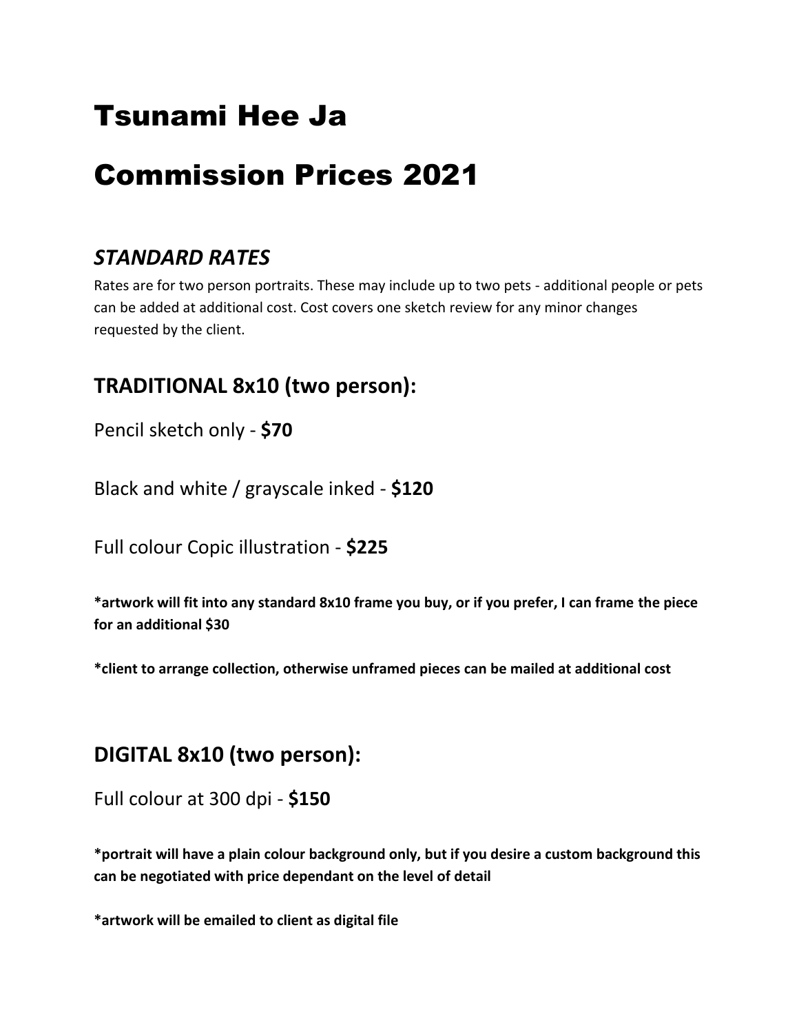# Tsunami Hee Ja

# Commission Prices 2021

## *STANDARD RATES*

Rates are for two person portraits. These may include up to two pets - additional people or pets can be added at additional cost. Cost covers one sketch review for any minor changes requested by the client.

### TRADITIONAL 8x10 (two person):

Pencil sketch only - **$70**

Black and white / grayscale inked - **$120**

Full colour Copic illustration - **$225**

***artwork will fit into any standard 8x10 frame you buy, or if you prefer, I can frame the piece for an additional $30**

***client to arrange collection, otherwise unframed pieces can be mailed at additional cost**

### DIGITAL 8x10 (two person):

Full colour at 300 dpi - **$150**

***portrait will have a plain colour background only, but if you desire a custom background this can be negotiated with price dependant on the level of detail**

***artwork will be emailed to client as digital file**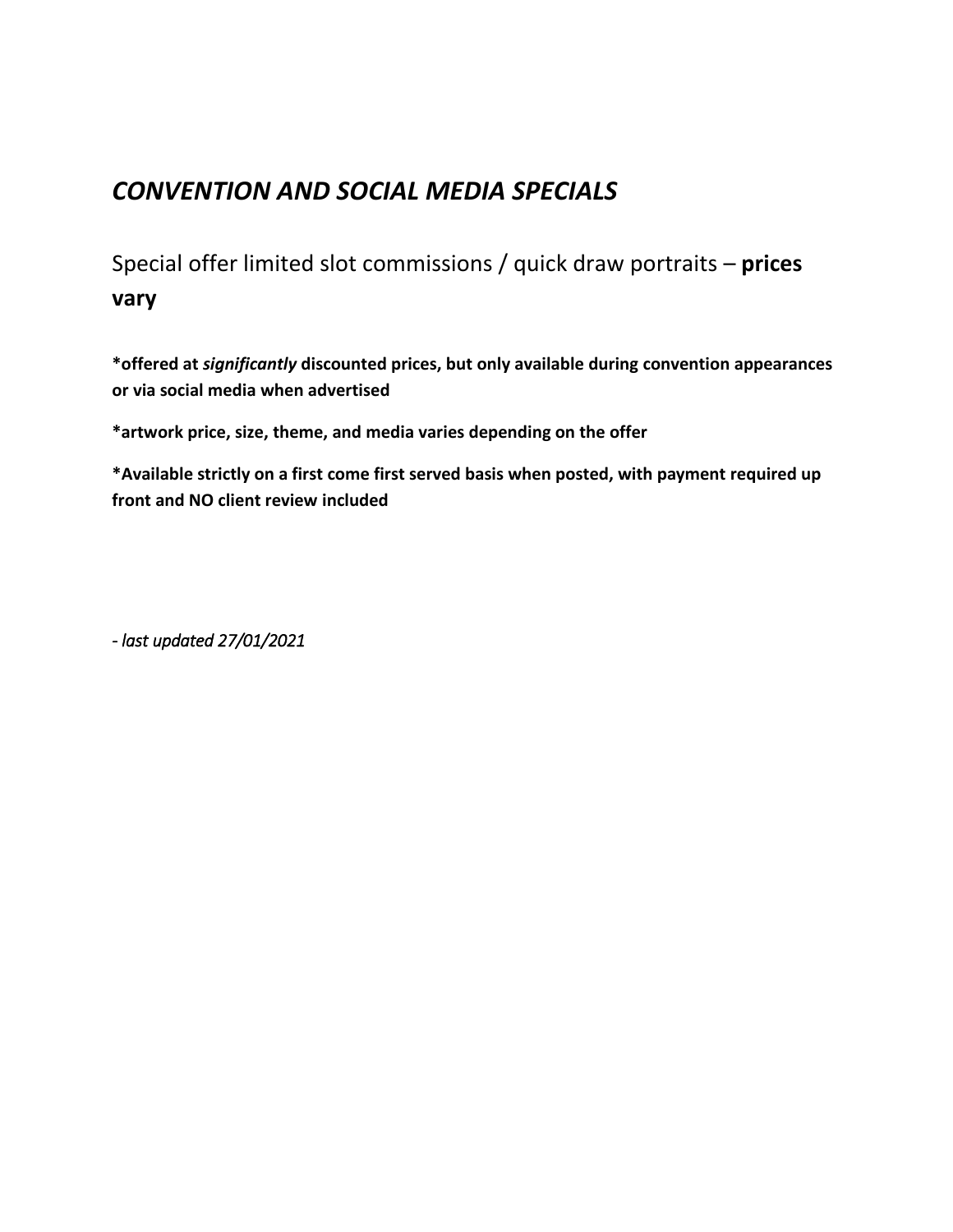## *CONVENTION AND SOCIAL MEDIA SPECIALS*

Special offer limited slot commissions / quick draw portraits – **prices vary**

**\*offered at *significantly* discounted prices, but only available during convention appearances or via social media when advertised**

**\*artwork price, size, theme, and media varies depending on the offer**

**\*Available strictly on a first come first served basis when posted, with payment required up front and NO client review included**

*- last updated 27/01/2021*